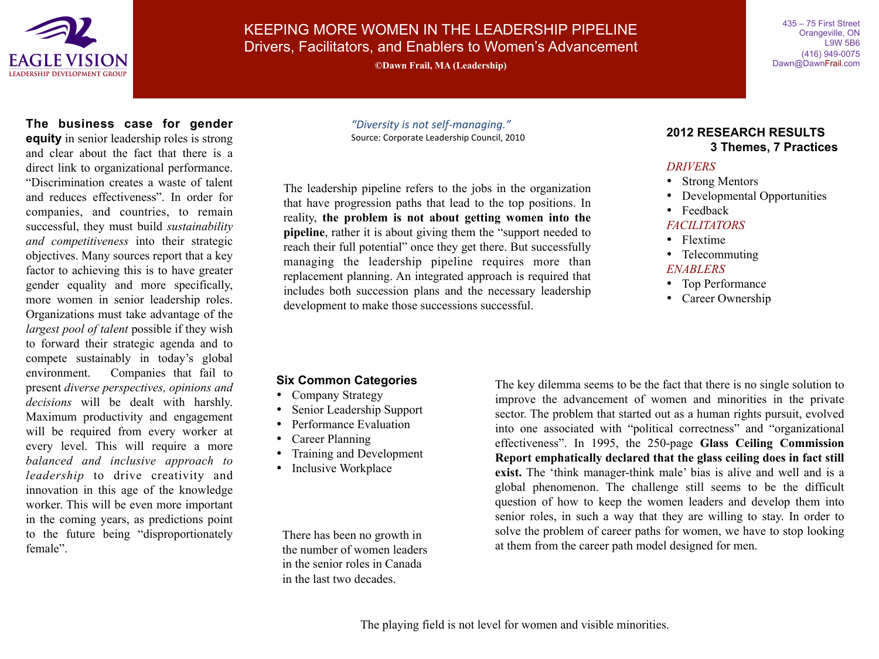# KEEPING MORE WOMEN IN THE LEADERSHIP PIPELINE

## Drivers, Facilitators, and Enablers to Women's Advancement

**©Dawn Frail, MA (Leadership)**

EAGLE VISION
LEADERSHIP DEVELOPMENT GROUP

435 – 75 First Street
Orangeville, ON
L9W 5B6
(416) 949-0075
Dawn@DawnFrail.com

**The business case for gender equity** in senior leadership roles is strong and clear about the fact that there is a direct link to organizational performance. "Discrimination creates a waste of talent and reduces effectiveness". In order for companies, and countries, to remain successful, they must build *sustainability and competitiveness* into their strategic objectives. Many sources report that a key factor to achieving this is to have greater gender equality and more specifically, more women in senior leadership roles. Organizations must take advantage of the *largest pool of talent* possible if they wish to forward their strategic agenda and to compete sustainably in today's global environment. Companies that fail to present *diverse perspectives, opinions and decisions* will be dealt with harshly. Maximum productivity and engagement will be required from every worker at every level. This will require a more *balanced and inclusive approach to leadership* to drive creativity and innovation in this age of the knowledge worker. This will be even more important in the coming years, as predictions point to the future being "disproportionately female".

*"Diversity is not self-managing."*
Source: Corporate Leadership Council, 2010

The leadership pipeline refers to the jobs in the organization that have progression paths that lead to the top positions. In reality, **the problem is not about getting women into the pipeline**, rather it is about giving them the "support needed to reach their full potential" once they get there. But successfully managing the leadership pipeline requires more than replacement planning. An integrated approach is required that includes both succession plans and the necessary leadership development to make those successions successful.

### 2012 RESEARCH RESULTS
### 3 Themes, 7 Practices

*DRIVERS*
- Strong Mentors
- Developmental Opportunities
- Feedback

*FACILITATORS*
- Flextime
- Telecommuting

*ENABLERS*
- Top Performance
- Career Ownership

### Six Common Categories

- Company Strategy
- Senior Leadership Support
- Performance Evaluation
- Career Planning
- Training and Development
- Inclusive Workplace

There has been no growth in the number of women leaders in the senior roles in Canada in the last two decades.

The key dilemma seems to be the fact that there is no single solution to improve the advancement of women and minorities in the private sector. The problem that started out as a human rights pursuit, evolved into one associated with "political correctness" and "organizational effectiveness". In 1995, the 250-page **Glass Ceiling Commission Report emphatically declared that the glass ceiling does in fact still exist.** The 'think manager-think male' bias is alive and well and is a global phenomenon. The challenge still seems to be the difficult question of how to keep the women leaders and develop them into senior roles, in such a way that they are willing to stay. In order to solve the problem of career paths for women, we have to stop looking at them from the career path model designed for men.

The playing field is not level for women and visible minorities.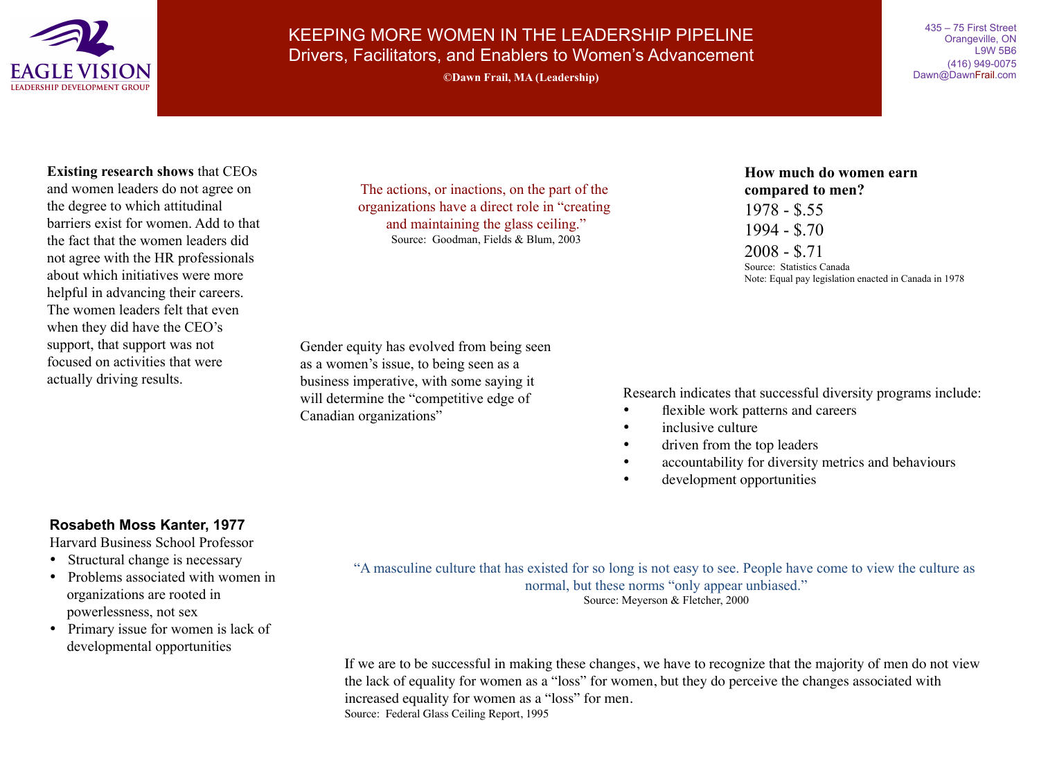# KEEPING MORE WOMEN IN THE LEADERSHIP PIPELINE

## Drivers, Facilitators, and Enablers to Women's Advancement

**©Dawn Frail, MA (Leadership)**

EAGLE VISION
LEADERSHIP DEVELOPMENT GROUP

435 – 75 First Street
Orangeville, ON
L9W 5B6
(416) 949-0075
Dawn@DawnFrail.com

**Existing research shows** that CEOs and women leaders do not agree on the degree to which attitudinal barriers exist for women. Add to that the fact that the women leaders did not agree with the HR professionals about which initiatives were more helpful in advancing their careers. The women leaders felt that even when they did have the CEO's support, that support was not focused on activities that were actually driving results.

The actions, or inactions, on the part of the organizations have a direct role in "creating and maintaining the glass ceiling."
Source: Goodman, Fields & Blum, 2003

**How much do women earn compared to men?**

1978 - $.55
1994 - $.70
2008 - $.71

Source: Statistics Canada
Note: Equal pay legislation enacted in Canada in 1978

Gender equity has evolved from being seen as a women's issue, to being seen as a business imperative, with some saying it will determine the "competitive edge of Canadian organizations"

Research indicates that successful diversity programs include:

- flexible work patterns and careers
- inclusive culture
- driven from the top leaders
- accountability for diversity metrics and behaviours
- development opportunities

**Rosabeth Moss Kanter, 1977**

Harvard Business School Professor

- Structural change is necessary
- Problems associated with women in organizations are rooted in powerlessness, not sex
- Primary issue for women is lack of developmental opportunities

"A masculine culture that has existed for so long is not easy to see. People have come to view the culture as normal, but these norms "only appear unbiased."
Source: Meyerson & Fletcher, 2000

If we are to be successful in making these changes, we have to recognize that the majority of men do not view the lack of equality for women as a "loss" for women, but they do perceive the changes associated with increased equality for women as a "loss" for men.
Source: Federal Glass Ceiling Report, 1995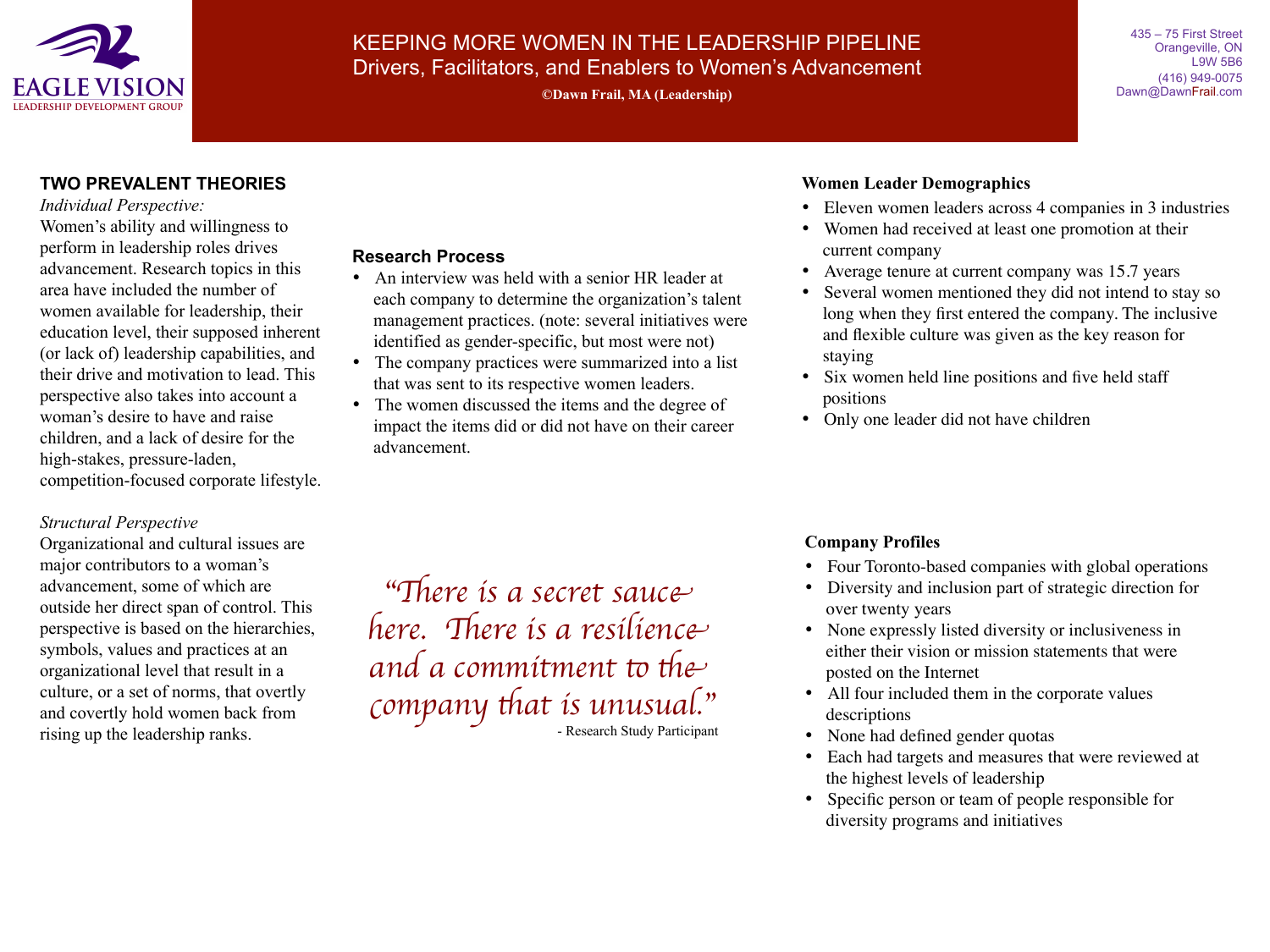EAGLE VISION
LEADERSHIP DEVELOPMENT GROUP

# KEEPING MORE WOMEN IN THE LEADERSHIP PIPELINE
## Drivers, Facilitators, and Enablers to Women's Advancement

**©Dawn Frail, MA (Leadership)**

435 – 75 First Street
Orangeville, ON
L9W 5B6
(416) 949-0075
Dawn@DawnFrail.com

### TWO PREVALENT THEORIES

*Individual Perspective:*
Women's ability and willingness to perform in leadership roles drives advancement. Research topics in this area have included the number of women available for leadership, their education level, their supposed inherent (or lack of) leadership capabilities, and their drive and motivation to lead. This perspective also takes into account a woman's desire to have and raise children, and a lack of desire for the high-stakes, pressure-laden, competition-focused corporate lifestyle.

*Structural Perspective*
Organizational and cultural issues are major contributors to a woman's advancement, some of which are outside her direct span of control. This perspective is based on the hierarchies, symbols, values and practices at an organizational level that result in a culture, or a set of norms, that overtly and covertly hold women back from rising up the leadership ranks.

### Research Process

- An interview was held with a senior HR leader at each company to determine the organization's talent management practices. (note: several initiatives were identified as gender-specific, but most were not)
- The company practices were summarized into a list that was sent to its respective women leaders.
- The women discussed the items and the degree of impact the items did or did not have on their career advancement.

*"There is a secret sauce here. There is a resilience and a commitment to the company that is unusual."*
- Research Study Participant

### Women Leader Demographics

- Eleven women leaders across 4 companies in 3 industries
- Women had received at least one promotion at their current company
- Average tenure at current company was 15.7 years
- Several women mentioned they did not intend to stay so long when they first entered the company. The inclusive and flexible culture was given as the key reason for staying
- Six women held line positions and five held staff positions
- Only one leader did not have children

### Company Profiles

- Four Toronto-based companies with global operations
- Diversity and inclusion part of strategic direction for over twenty years
- None expressly listed diversity or inclusiveness in either their vision or mission statements that were posted on the Internet
- All four included them in the corporate values descriptions
- None had defined gender quotas
- Each had targets and measures that were reviewed at the highest levels of leadership
- Specific person or team of people responsible for diversity programs and initiatives